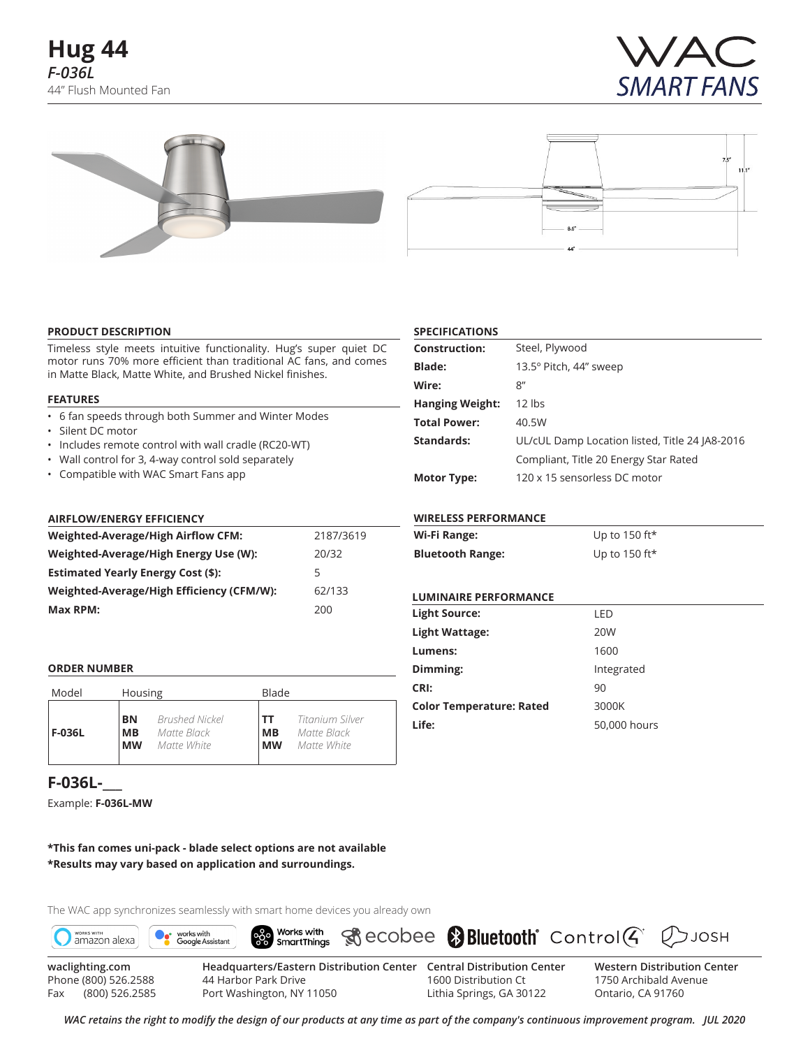# Hug 44

***F-036L***

44" Flush Mounted Fan

WAC SMART FANS

## PRODUCT DESCRIPTION

Timeless style meets intuitive functionality. Hug's super quiet DC motor runs 70% more efficient than traditional AC fans, and comes in Matte Black, Matte White, and Brushed Nickel finishes.

## FEATURES

- 6 fan speeds through both Summer and Winter Modes
- Silent DC motor
- Includes remote control with wall cradle (RC20-WT)
- Wall control for 3, 4-way control sold separately
- Compatible with WAC Smart Fans app

## AIRFLOW/ENERGY EFFICIENCY

| | |
|---|---|
| **Weighted-Average/High Airflow CFM:** | 2187/3619 |
| **Weighted-Average/High Energy Use (W):** | 20/32 |
| **Estimated Yearly Energy Cost ($):** | 5 |
| **Weighted-Average/High Efficiency (CFM/W):** | 62/133 |
| **Max RPM:** | 200 |

## ORDER NUMBER

| Model | Housing | | Blade | |
|---|---|---|---|---|
| **F-036L** | **BN** | *Brushed Nickel* | **TT** | *Titanium Silver* |
| | **MB** | *Matte Black* | **MB** | *Matte Black* |
| | **MW** | *Matte White* | **MW** | *Matte White* |

**F-036L-___**

Example: **F-036L-MW**

## SPECIFICATIONS

| | |
|---|---|
| **Construction:** | Steel, Plywood |
| **Blade:** | 13.5º Pitch, 44" sweep |
| **Wire:** | 8" |
| **Hanging Weight:** | 12 lbs |
| **Total Power:** | 40.5W |
| **Standards:** | UL/cUL Damp Location listed, Title 24 JA8-2016 Compliant, Title 20 Energy Star Rated |
| **Motor Type:** | 120 x 15 sensorless DC motor |

## WIRELESS PERFORMANCE

| | |
|---|---|
| **Wi-Fi Range:** | Up to 150 ft* |
| **Bluetooth Range:** | Up to 150 ft* |

## LUMINAIRE PERFORMANCE

| | |
|---|---|
| **Light Source:** | LED |
| **Light Wattage:** | 20W |
| **Lumens:** | 1600 |
| **Dimming:** | Integrated |
| **CRI:** | 90 |
| **Color Temperature: Rated** | 3000K |
| **Life:** | 50,000 hours |

**\*This fan comes uni-pack - blade select options are not available**

**\*Results may vary based on application and surroundings.**

The WAC app synchronizes seamlessly with smart home devices you already own

Works with amazon alexa · works with Google Assistant · Works with SmartThings · ecobee · Bluetooth · Control4 · JOSH

**waclighting.com**
Phone (800) 526.2588
Fax (800) 526.2585

**Headquarters/Eastern Distribution Center**
44 Harbor Park Drive
Port Washington, NY 11050

**Central Distribution Center**
1600 Distribution Ct
Lithia Springs, GA 30122

**Western Distribution Center**
1750 Archibald Avenue
Ontario, CA 91760

***WAC retains the right to modify the design of our products at any time as part of the company's continuous improvement program. JUL 2020***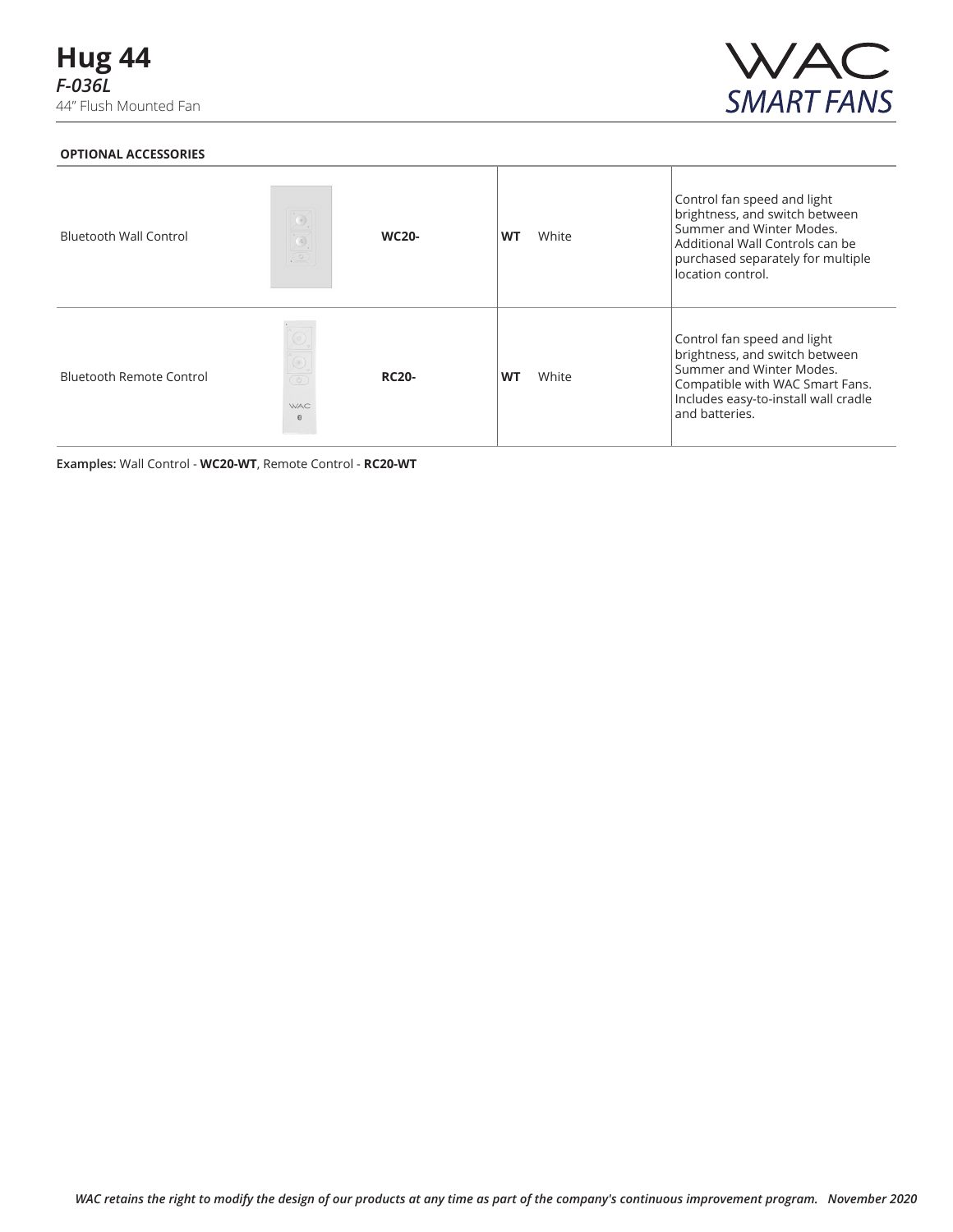# Hug 44

***F-036L***

44" Flush Mounted Fan

**OPTIONAL ACCESSORIES**

| | | | | |
|---|---|---|---|---|
| Bluetooth Wall Control | **WC20-** | **WT** | White | Control fan speed and light brightness, and switch between Summer and Winter Modes. Additional Wall Controls can be purchased separately for multiple location control. |
| Bluetooth Remote Control | **RC20-** | **WT** | White | Control fan speed and light brightness, and switch between Summer and Winter Modes. Compatible with WAC Smart Fans. Includes easy-to-install wall cradle and batteries. |

**Examples:** Wall Control - **WC20-WT**, Remote Control - **RC20-WT**

*WAC retains the right to modify the design of our products at any time as part of the company's continuous improvement program. November 2020*